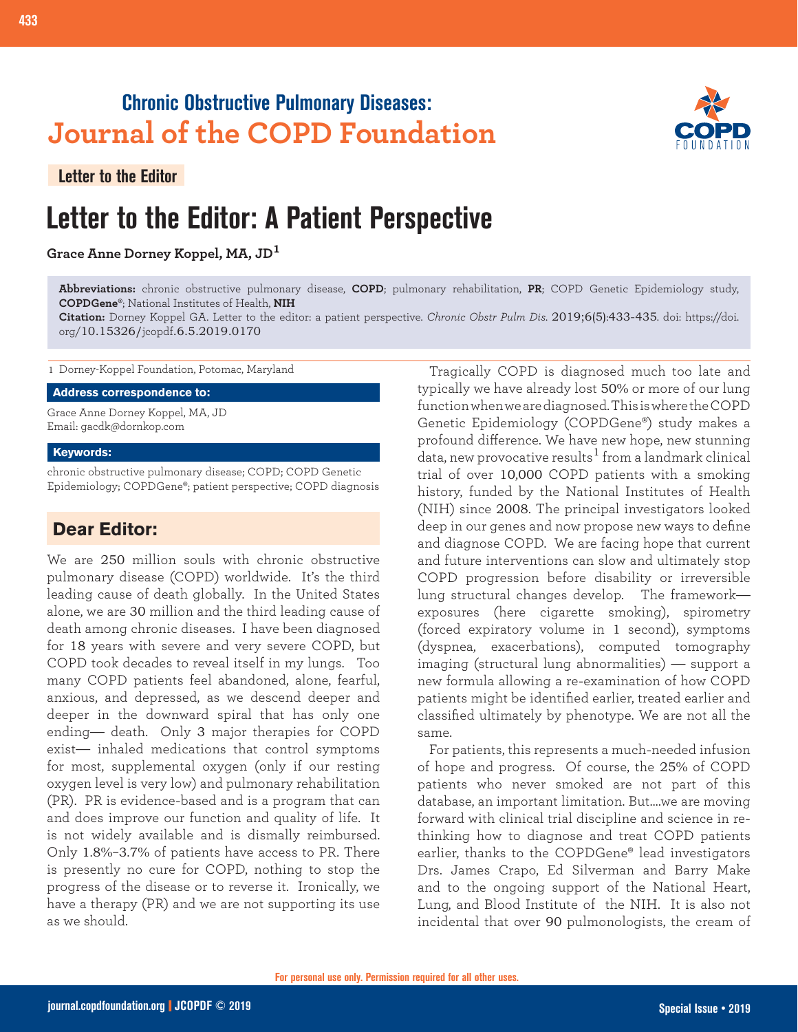**Chronic Obstructive Pulmonary Diseases: Journal of the COPD Foundation**

Letter to the Editor

# Letter to the Editor: A Patient Perspective

**Grace Anne Dorney Koppel, MA, JD**[1]

**Abbreviations:** chronic obstructive pulmonary disease, **COPD**; pulmonary rehabilitation, **PR**; COPD Genetic Epidemiology study, **COPDGene®**; National Institutes of Health, **NIH**

**Citation:** Dorney Koppel GA. Letter to the editor: a patient perspective. *Chronic Obstr Pulm Dis*. 2019;6(5):433-435. doi: https://doi.org/10.15326/jcopdf.6.5.2019.0170

1 Dorney-Koppel Foundation, Potomac, Maryland

**Address correspondence to:**

Grace Anne Dorney Koppel, MA, JD
Email: gacdk@dornkop.com

**Keywords:**

chronic obstructive pulmonary disease; COPD; COPD Genetic Epidemiology; COPDGene®; patient perspective; COPD diagnosis

## Dear Editor:

We are 250 million souls with chronic obstructive pulmonary disease (COPD) worldwide. It's the third leading cause of death globally. In the United States alone, we are 30 million and the third leading cause of death among chronic diseases. I have been diagnosed for 18 years with severe and very severe COPD, but COPD took decades to reveal itself in my lungs. Too many COPD patients feel abandoned, alone, fearful, anxious, and depressed, as we descend deeper and deeper in the downward spiral that has only one ending— death. Only 3 major therapies for COPD exist— inhaled medications that control symptoms for most, supplemental oxygen (only if our resting oxygen level is very low) and pulmonary rehabilitation (PR). PR is evidence-based and is a program that can and does improve our function and quality of life. It is not widely available and is dismally reimbursed. Only 1.8%–3.7% of patients have access to PR. There is presently no cure for COPD, nothing to stop the progress of the disease or to reverse it. Ironically, we have a therapy (PR) and we are not supporting its use as we should.

Tragically COPD is diagnosed much too late and typically we have already lost 50% or more of our lung function when we are diagnosed. This is where the COPD Genetic Epidemiology (COPDGene®) study makes a profound difference. We have new hope, new stunning data, new provocative results[1] from a landmark clinical trial of over 10,000 COPD patients with a smoking history, funded by the National Institutes of Health (NIH) since 2008. The principal investigators looked deep in our genes and now propose new ways to define and diagnose COPD. We are facing hope that current and future interventions can slow and ultimately stop COPD progression before disability or irreversible lung structural changes develop. The framework— exposures (here cigarette smoking), spirometry (forced expiratory volume in 1 second), symptoms (dyspnea, exacerbations), computed tomography imaging (structural lung abnormalities) — support a new formula allowing a re-examination of how COPD patients might be identified earlier, treated earlier and classified ultimately by phenotype. We are not all the same.

For patients, this represents a much-needed infusion of hope and progress. Of course, the 25% of COPD patients who never smoked are not part of this database, an important limitation. But....we are moving forward with clinical trial discipline and science in re-thinking how to diagnose and treat COPD patients earlier, thanks to the COPDGene® lead investigators Drs. James Crapo, Ed Silverman and Barry Make and to the ongoing support of the National Heart, Lung, and Blood Institute of the NIH. It is also not incidental that over 90 pulmonologists, the cream of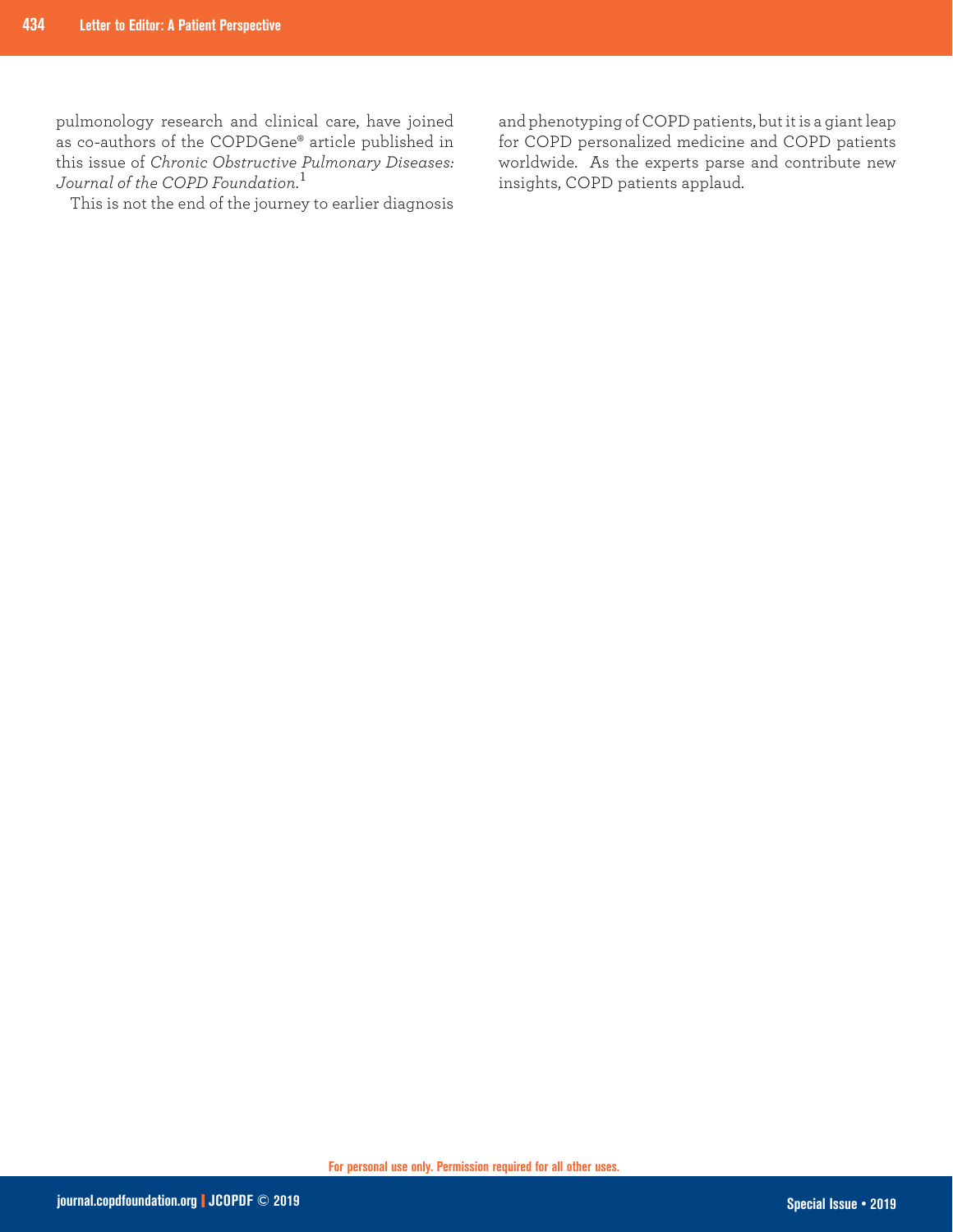pulmonology research and clinical care, have joined as co-authors of the COPDGene® article published in this issue of *Chronic Obstructive Pulmonary Diseases: Journal of the COPD Foundation.*[1]

This is not the end of the journey to earlier diagnosis and phenotyping of COPD patients, but it is a giant leap for COPD personalized medicine and COPD patients worldwide. As the experts parse and contribute new insights, COPD patients applaud.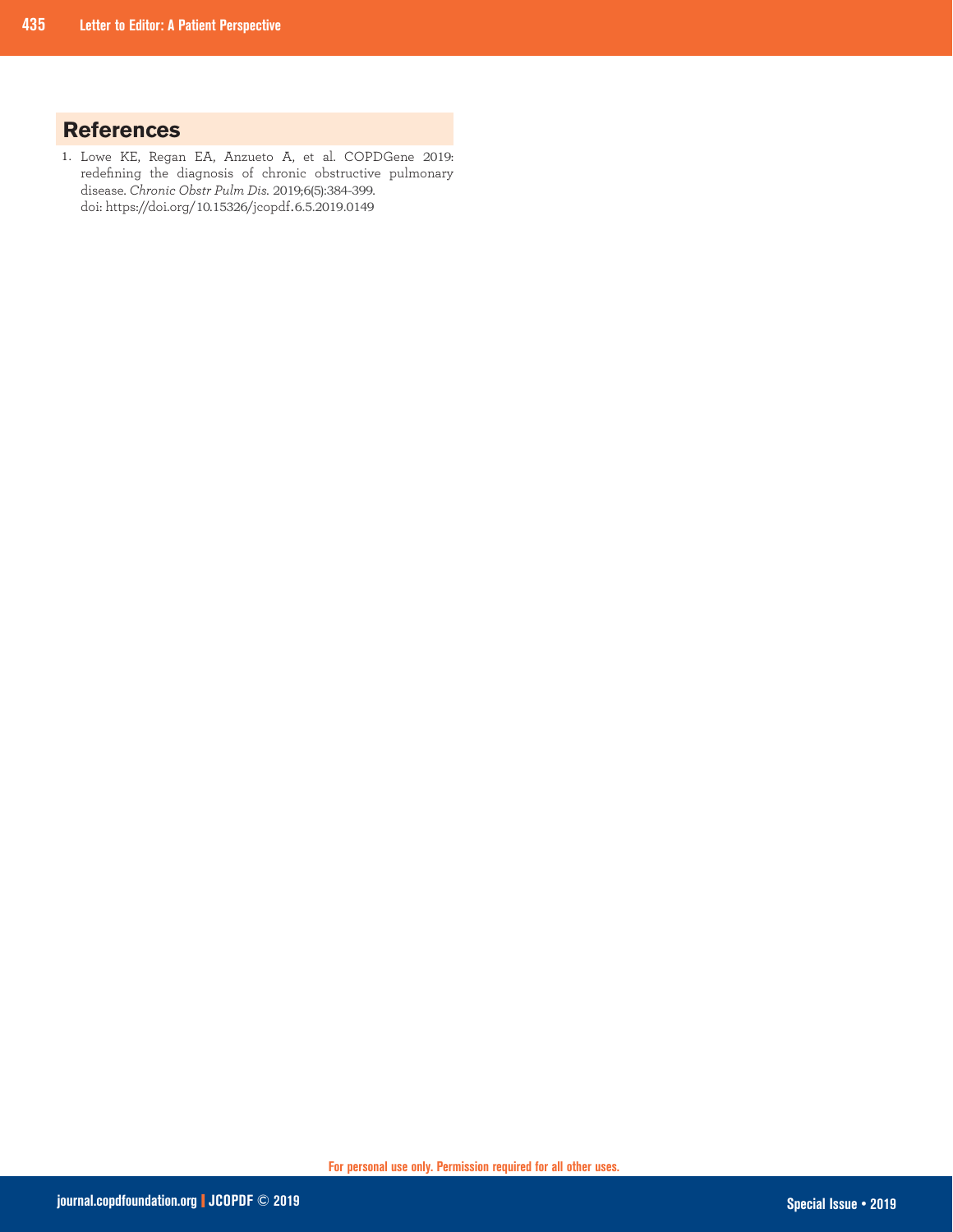## References

1. Lowe KE, Regan EA, Anzueto A, et al. COPDGene 2019: redefining the diagnosis of chronic obstructive pulmonary disease. *Chronic Obstr Pulm Dis*. 2019;6(5):384-399. doi: https://doi.org/10.15326/jcopdf.6.5.2019.0149